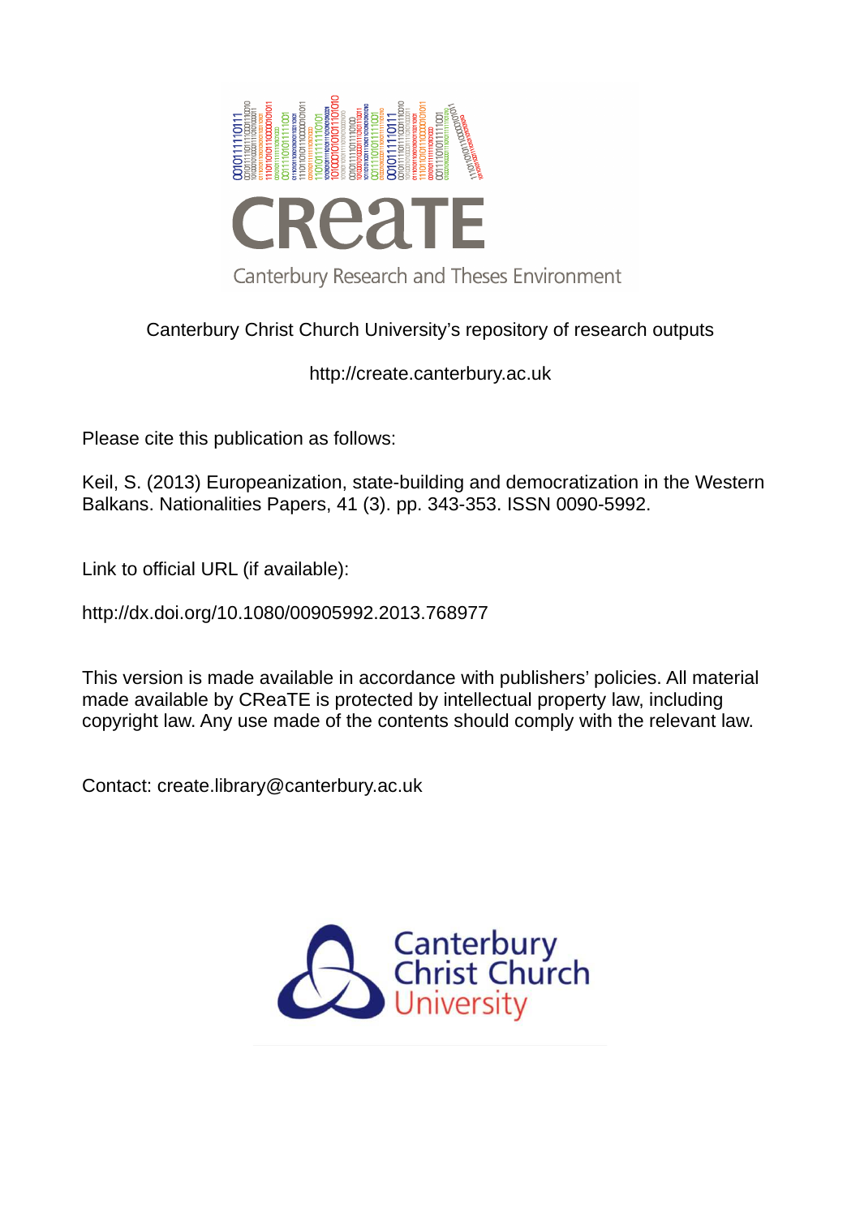CReaTE

Canterbury Research and Theses Environment

Canterbury Christ Church University's repository of research outputs

http://create.canterbury.ac.uk

Please cite this publication as follows:

Keil, S. (2013) Europeanization, state-building and democratization in the Western Balkans. Nationalities Papers, 41 (3). pp. 343-353. ISSN 0090-5992.

Link to official URL (if available):

http://dx.doi.org/10.1080/00905992.2013.768977

This version is made available in accordance with publishers' policies. All material made available by CReaTE is protected by intellectual property law, including copyright law. Any use made of the contents should comply with the relevant law.

Contact: create.library@canterbury.ac.uk

Canterbury Christ Church University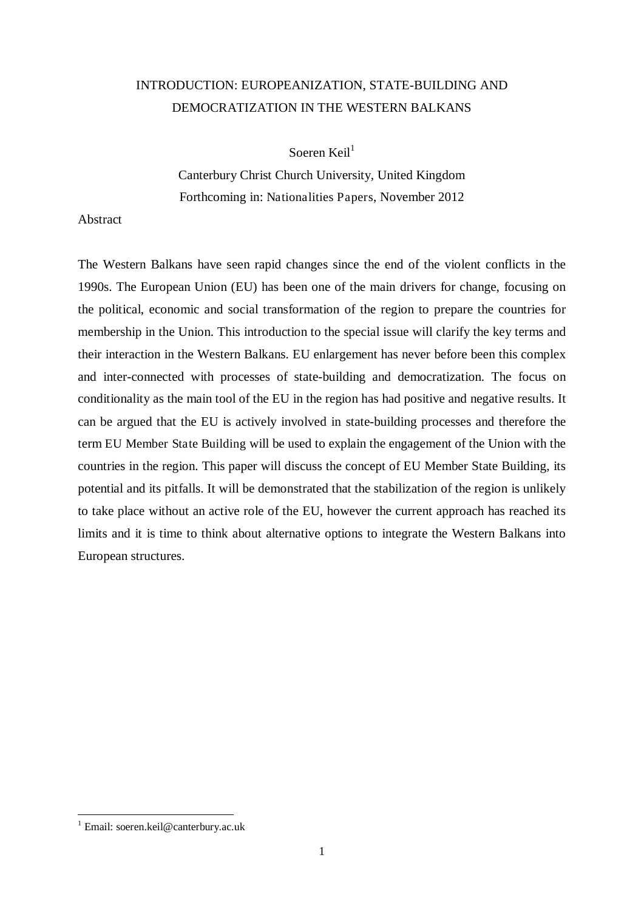# INTRODUCTION: EUROPEANIZATION, STATE-BUILDING AND DEMOCRATIZATION IN THE WESTERN BALKANS

Soeren Keil[1]

Canterbury Christ Church University, United Kingdom

Forthcoming in: Nationalities Papers, November 2012

Abstract

The Western Balkans have seen rapid changes since the end of the violent conflicts in the 1990s. The European Union (EU) has been one of the main drivers for change, focusing on the political, economic and social transformation of the region to prepare the countries for membership in the Union. This introduction to the special issue will clarify the key terms and their interaction in the Western Balkans. EU enlargement has never before been this complex and inter-connected with processes of state-building and democratization. The focus on conditionality as the main tool of the EU in the region has had positive and negative results. It can be argued that the EU is actively involved in state-building processes and therefore the term EU Member State Building will be used to explain the engagement of the Union with the countries in the region. This paper will discuss the concept of EU Member State Building, its potential and its pitfalls. It will be demonstrated that the stabilization of the region is unlikely to take place without an active role of the EU, however the current approach has reached its limits and it is time to think about alternative options to integrate the Western Balkans into European structures.

---

[1] Email: soeren.keil@canterbury.ac.uk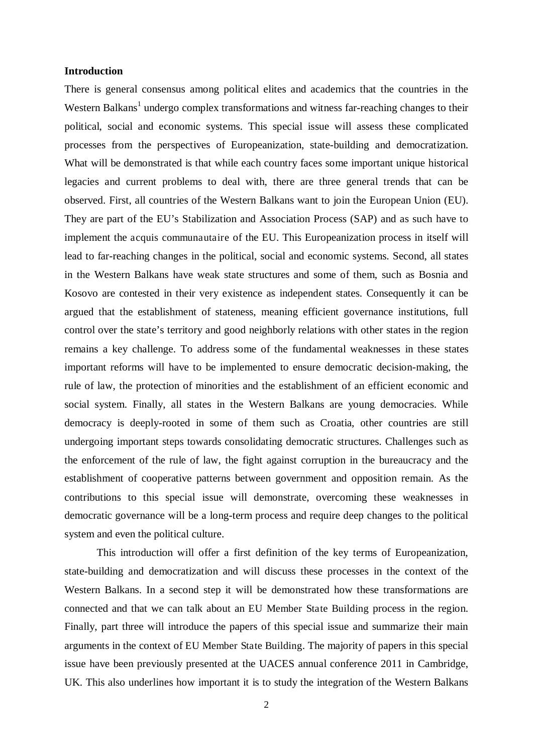**Introduction**

There is general consensus among political elites and academics that the countries in the Western Balkans[1] undergo complex transformations and witness far-reaching changes to their political, social and economic systems. This special issue will assess these complicated processes from the perspectives of Europeanization, state-building and democratization. What will be demonstrated is that while each country faces some important unique historical legacies and current problems to deal with, there are three general trends that can be observed. First, all countries of the Western Balkans want to join the European Union (EU). They are part of the EU's Stabilization and Association Process (SAP) and as such have to implement the acquis communautaire of the EU. This Europeanization process in itself will lead to far-reaching changes in the political, social and economic systems. Second, all states in the Western Balkans have weak state structures and some of them, such as Bosnia and Kosovo are contested in their very existence as independent states. Consequently it can be argued that the establishment of stateness, meaning efficient governance institutions, full control over the state's territory and good neighborly relations with other states in the region remains a key challenge. To address some of the fundamental weaknesses in these states important reforms will have to be implemented to ensure democratic decision-making, the rule of law, the protection of minorities and the establishment of an efficient economic and social system. Finally, all states in the Western Balkans are young democracies. While democracy is deeply-rooted in some of them such as Croatia, other countries are still undergoing important steps towards consolidating democratic structures. Challenges such as the enforcement of the rule of law, the fight against corruption in the bureaucracy and the establishment of cooperative patterns between government and opposition remain. As the contributions to this special issue will demonstrate, overcoming these weaknesses in democratic governance will be a long-term process and require deep changes to the political system and even the political culture.

This introduction will offer a first definition of the key terms of Europeanization, state-building and democratization and will discuss these processes in the context of the Western Balkans. In a second step it will be demonstrated how these transformations are connected and that we can talk about an EU Member State Building process in the region. Finally, part three will introduce the papers of this special issue and summarize their main arguments in the context of EU Member State Building. The majority of papers in this special issue have been previously presented at the UACES annual conference 2011 in Cambridge, UK. This also underlines how important it is to study the integration of the Western Balkans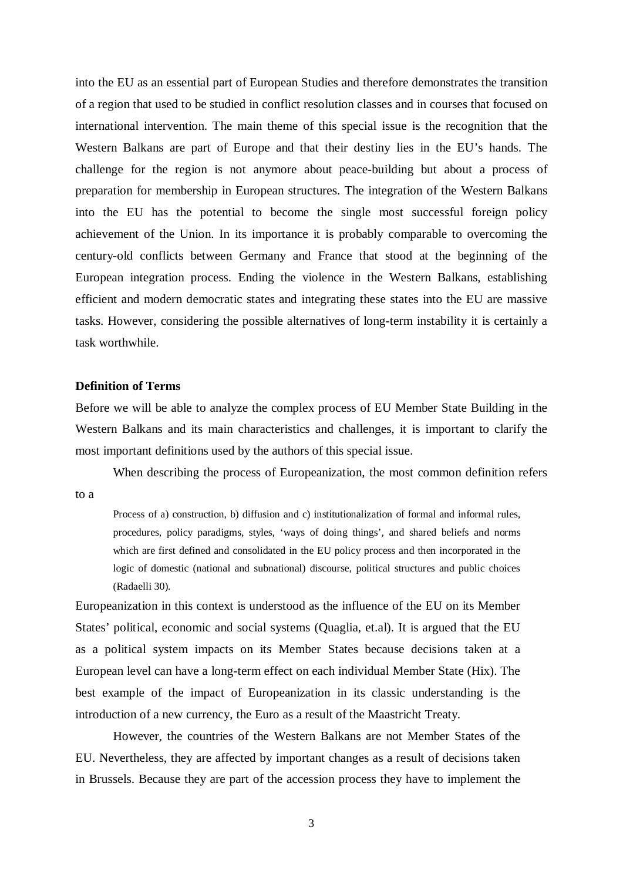into the EU as an essential part of European Studies and therefore demonstrates the transition of a region that used to be studied in conflict resolution classes and in courses that focused on international intervention. The main theme of this special issue is the recognition that the Western Balkans are part of Europe and that their destiny lies in the EU's hands. The challenge for the region is not anymore about peace-building but about a process of preparation for membership in European structures. The integration of the Western Balkans into the EU has the potential to become the single most successful foreign policy achievement of the Union. In its importance it is probably comparable to overcoming the century-old conflicts between Germany and France that stood at the beginning of the European integration process. Ending the violence in the Western Balkans, establishing efficient and modern democratic states and integrating these states into the EU are massive tasks. However, considering the possible alternatives of long-term instability it is certainly a task worthwhile.

**Definition of Terms**

Before we will be able to analyze the complex process of EU Member State Building in the Western Balkans and its main characteristics and challenges, it is important to clarify the most important definitions used by the authors of this special issue.

When describing the process of Europeanization, the most common definition refers to a

> Process of a) construction, b) diffusion and c) institutionalization of formal and informal rules, procedures, policy paradigms, styles, 'ways of doing things', and shared beliefs and norms which are first defined and consolidated in the EU policy process and then incorporated in the logic of domestic (national and subnational) discourse, political structures and public choices (Radaelli 30).

Europeanization in this context is understood as the influence of the EU on its Member States' political, economic and social systems (Quaglia, et.al). It is argued that the EU as a political system impacts on its Member States because decisions taken at a European level can have a long-term effect on each individual Member State (Hix). The best example of the impact of Europeanization in its classic understanding is the introduction of a new currency, the Euro as a result of the Maastricht Treaty.

However, the countries of the Western Balkans are not Member States of the EU. Nevertheless, they are affected by important changes as a result of decisions taken in Brussels. Because they are part of the accession process they have to implement the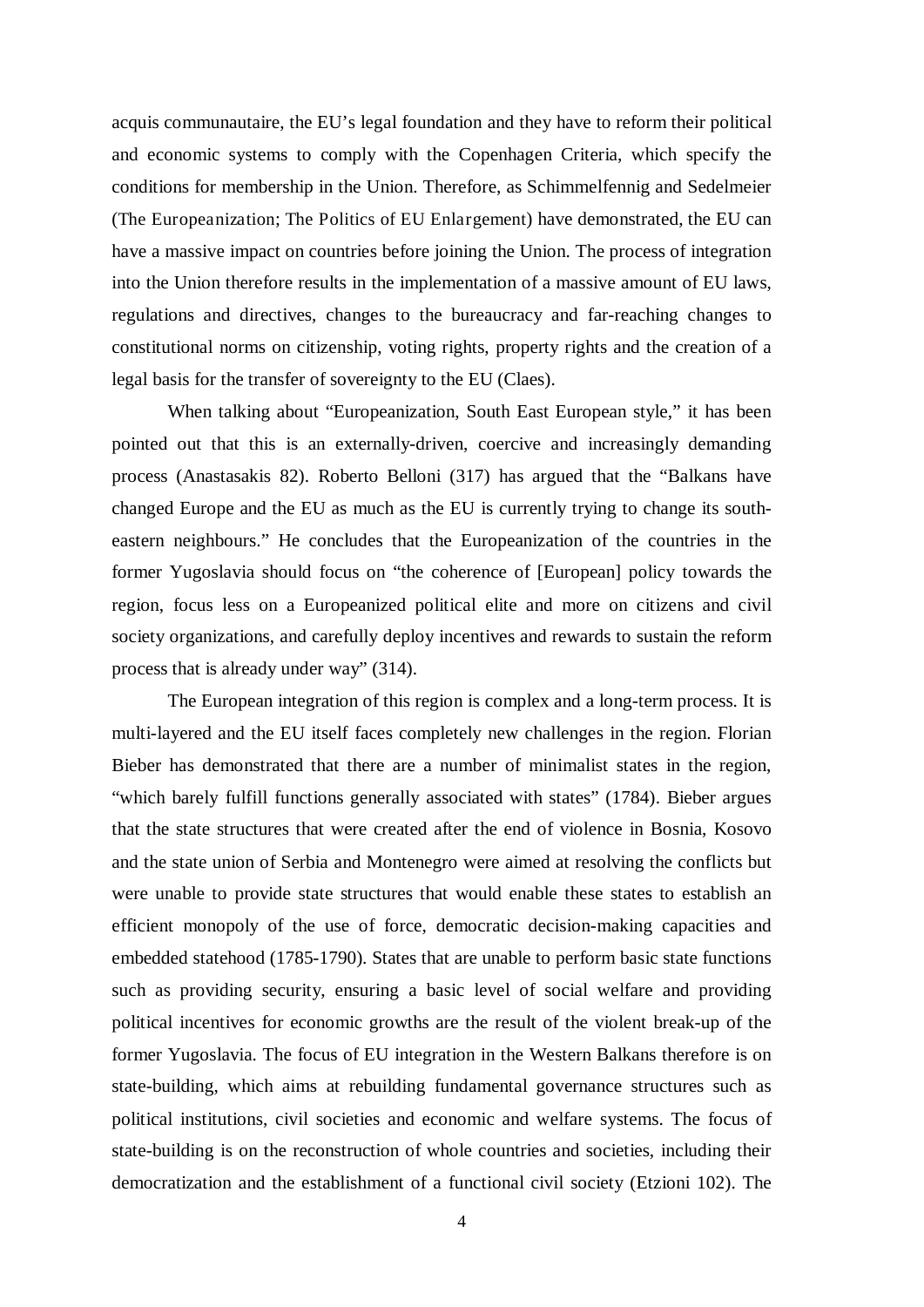acquis communautaire, the EU's legal foundation and they have to reform their political and economic systems to comply with the Copenhagen Criteria, which specify the conditions for membership in the Union. Therefore, as Schimmelfennig and Sedelmeier (The Europeanization; The Politics of EU Enlargement) have demonstrated, the EU can have a massive impact on countries before joining the Union. The process of integration into the Union therefore results in the implementation of a massive amount of EU laws, regulations and directives, changes to the bureaucracy and far-reaching changes to constitutional norms on citizenship, voting rights, property rights and the creation of a legal basis for the transfer of sovereignty to the EU (Claes).

When talking about "Europeanization, South East European style," it has been pointed out that this is an externally-driven, coercive and increasingly demanding process (Anastasakis 82). Roberto Belloni (317) has argued that the "Balkans have changed Europe and the EU as much as the EU is currently trying to change its south-eastern neighbours." He concludes that the Europeanization of the countries in the former Yugoslavia should focus on "the coherence of [European] policy towards the region, focus less on a Europeanized political elite and more on citizens and civil society organizations, and carefully deploy incentives and rewards to sustain the reform process that is already under way" (314).

The European integration of this region is complex and a long-term process. It is multi-layered and the EU itself faces completely new challenges in the region. Florian Bieber has demonstrated that there are a number of minimalist states in the region, "which barely fulfill functions generally associated with states" (1784). Bieber argues that the state structures that were created after the end of violence in Bosnia, Kosovo and the state union of Serbia and Montenegro were aimed at resolving the conflicts but were unable to provide state structures that would enable these states to establish an efficient monopoly of the use of force, democratic decision-making capacities and embedded statehood (1785-1790). States that are unable to perform basic state functions such as providing security, ensuring a basic level of social welfare and providing political incentives for economic growths are the result of the violent break-up of the former Yugoslavia. The focus of EU integration in the Western Balkans therefore is on state-building, which aims at rebuilding fundamental governance structures such as political institutions, civil societies and economic and welfare systems. The focus of state-building is on the reconstruction of whole countries and societies, including their democratization and the establishment of a functional civil society (Etzioni 102). The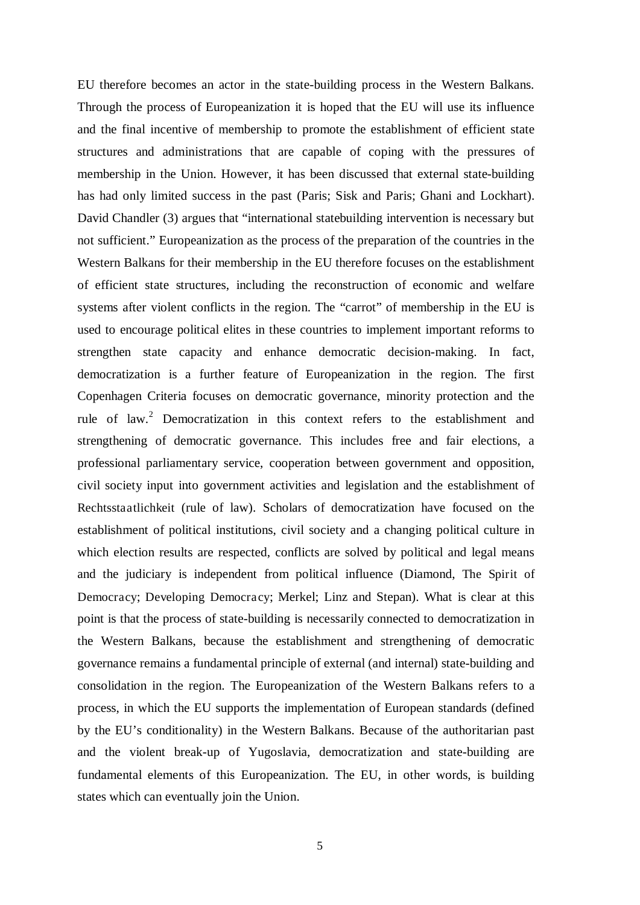EU therefore becomes an actor in the state-building process in the Western Balkans. Through the process of Europeanization it is hoped that the EU will use its influence and the final incentive of membership to promote the establishment of efficient state structures and administrations that are capable of coping with the pressures of membership in the Union. However, it has been discussed that external state-building has had only limited success in the past (Paris; Sisk and Paris; Ghani and Lockhart). David Chandler (3) argues that "international statebuilding intervention is necessary but not sufficient." Europeanization as the process of the preparation of the countries in the Western Balkans for their membership in the EU therefore focuses on the establishment of efficient state structures, including the reconstruction of economic and welfare systems after violent conflicts in the region. The "carrot" of membership in the EU is used to encourage political elites in these countries to implement important reforms to strengthen state capacity and enhance democratic decision-making. In fact, democratization is a further feature of Europeanization in the region. The first Copenhagen Criteria focuses on democratic governance, minority protection and the rule of law.[2] Democratization in this context refers to the establishment and strengthening of democratic governance. This includes free and fair elections, a professional parliamentary service, cooperation between government and opposition, civil society input into government activities and legislation and the establishment of *Rechtsstaatlichkeit* (rule of law). Scholars of democratization have focused on the establishment of political institutions, civil society and a changing political culture in which election results are respected, conflicts are solved by political and legal means and the judiciary is independent from political influence (Diamond, *The Spirit of Democracy*; *Developing Democracy*; Merkel; Linz and Stepan). What is clear at this point is that the process of state-building is necessarily connected to democratization in the Western Balkans, because the establishment and strengthening of democratic governance remains a fundamental principle of external (and internal) state-building and consolidation in the region. The Europeanization of the Western Balkans refers to a process, in which the EU supports the implementation of European standards (defined by the EU's conditionality) in the Western Balkans. Because of the authoritarian past and the violent break-up of Yugoslavia, democratization and state-building are fundamental elements of this Europeanization. The EU, in other words, is building states which can eventually join the Union.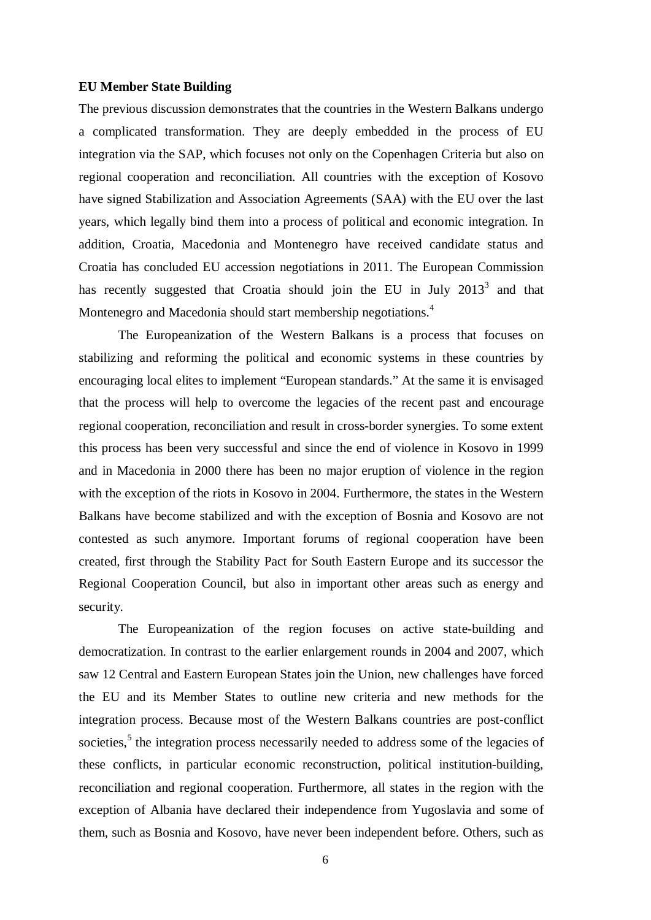**EU Member State Building**

The previous discussion demonstrates that the countries in the Western Balkans undergo a complicated transformation. They are deeply embedded in the process of EU integration via the SAP, which focuses not only on the Copenhagen Criteria but also on regional cooperation and reconciliation. All countries with the exception of Kosovo have signed Stabilization and Association Agreements (SAA) with the EU over the last years, which legally bind them into a process of political and economic integration. In addition, Croatia, Macedonia and Montenegro have received candidate status and Croatia has concluded EU accession negotiations in 2011. The European Commission has recently suggested that Croatia should join the EU in July 2013[3] and that Montenegro and Macedonia should start membership negotiations.[4]

The Europeanization of the Western Balkans is a process that focuses on stabilizing and reforming the political and economic systems in these countries by encouraging local elites to implement "European standards." At the same it is envisaged that the process will help to overcome the legacies of the recent past and encourage regional cooperation, reconciliation and result in cross-border synergies. To some extent this process has been very successful and since the end of violence in Kosovo in 1999 and in Macedonia in 2000 there has been no major eruption of violence in the region with the exception of the riots in Kosovo in 2004. Furthermore, the states in the Western Balkans have become stabilized and with the exception of Bosnia and Kosovo are not contested as such anymore. Important forums of regional cooperation have been created, first through the Stability Pact for South Eastern Europe and its successor the Regional Cooperation Council, but also in important other areas such as energy and security.

The Europeanization of the region focuses on active state-building and democratization. In contrast to the earlier enlargement rounds in 2004 and 2007, which saw 12 Central and Eastern European States join the Union, new challenges have forced the EU and its Member States to outline new criteria and new methods for the integration process. Because most of the Western Balkans countries are post-conflict societies,[5] the integration process necessarily needed to address some of the legacies of these conflicts, in particular economic reconstruction, political institution-building, reconciliation and regional cooperation. Furthermore, all states in the region with the exception of Albania have declared their independence from Yugoslavia and some of them, such as Bosnia and Kosovo, have never been independent before. Others, such as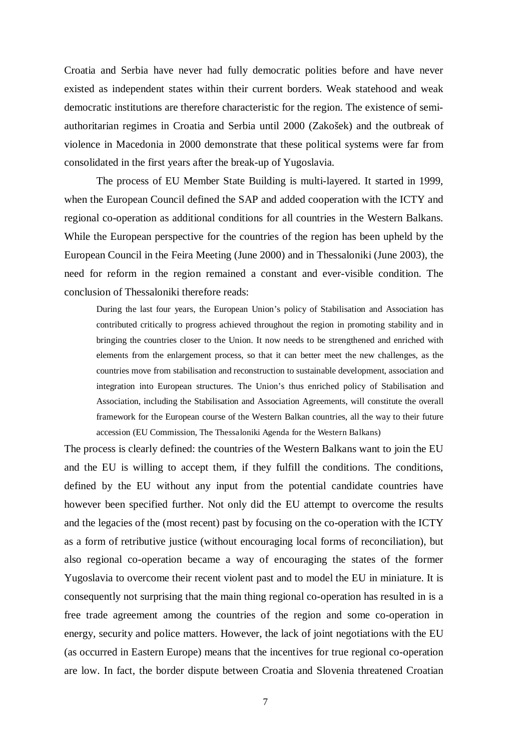Croatia and Serbia have never had fully democratic polities before and have never existed as independent states within their current borders. Weak statehood and weak democratic institutions are therefore characteristic for the region. The existence of semi-authoritarian regimes in Croatia and Serbia until 2000 (Zakošek) and the outbreak of violence in Macedonia in 2000 demonstrate that these political systems were far from consolidated in the first years after the break-up of Yugoslavia.

The process of EU Member State Building is multi-layered. It started in 1999, when the European Council defined the SAP and added cooperation with the ICTY and regional co-operation as additional conditions for all countries in the Western Balkans. While the European perspective for the countries of the region has been upheld by the European Council in the Feira Meeting (June 2000) and in Thessaloniki (June 2003), the need for reform in the region remained a constant and ever-visible condition. The conclusion of Thessaloniki therefore reads:

> During the last four years, the European Union's policy of Stabilisation and Association has contributed critically to progress achieved throughout the region in promoting stability and in bringing the countries closer to the Union. It now needs to be strengthened and enriched with elements from the enlargement process, so that it can better meet the new challenges, as the countries move from stabilisation and reconstruction to sustainable development, association and integration into European structures. The Union's thus enriched policy of Stabilisation and Association, including the Stabilisation and Association Agreements, will constitute the overall framework for the European course of the Western Balkan countries, all the way to their future accession (EU Commission, The Thessaloniki Agenda for the Western Balkans)

The process is clearly defined: the countries of the Western Balkans want to join the EU and the EU is willing to accept them, if they fulfill the conditions. The conditions, defined by the EU without any input from the potential candidate countries have however been specified further. Not only did the EU attempt to overcome the results and the legacies of the (most recent) past by focusing on the co-operation with the ICTY as a form of retributive justice (without encouraging local forms of reconciliation), but also regional co-operation became a way of encouraging the states of the former Yugoslavia to overcome their recent violent past and to model the EU in miniature. It is consequently not surprising that the main thing regional co-operation has resulted in is a free trade agreement among the countries of the region and some co-operation in energy, security and police matters. However, the lack of joint negotiations with the EU (as occurred in Eastern Europe) means that the incentives for true regional co-operation are low. In fact, the border dispute between Croatia and Slovenia threatened Croatian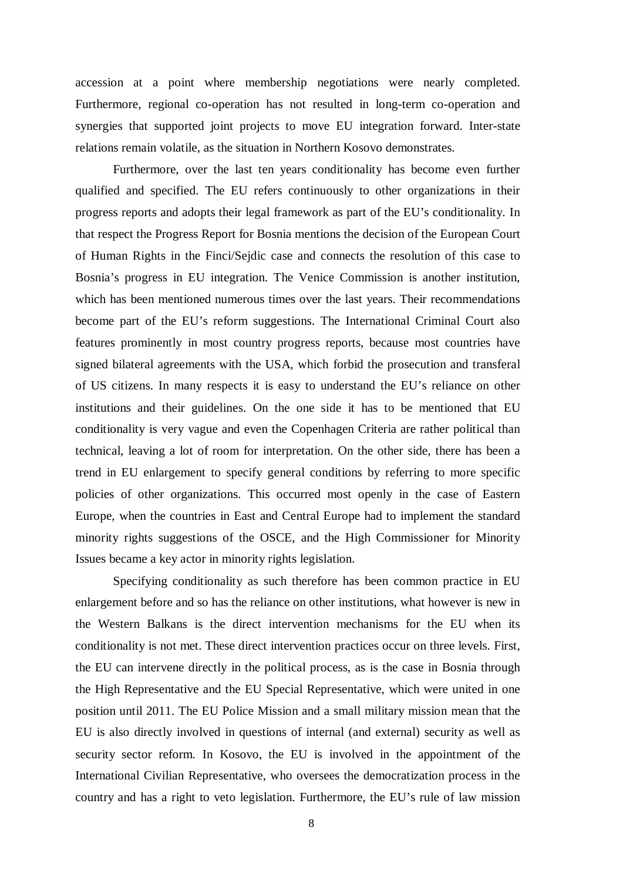accession at a point where membership negotiations were nearly completed. Furthermore, regional co-operation has not resulted in long-term co-operation and synergies that supported joint projects to move EU integration forward. Inter-state relations remain volatile, as the situation in Northern Kosovo demonstrates.

Furthermore, over the last ten years conditionality has become even further qualified and specified. The EU refers continuously to other organizations in their progress reports and adopts their legal framework as part of the EU's conditionality. In that respect the Progress Report for Bosnia mentions the decision of the European Court of Human Rights in the Finci/Sejdic case and connects the resolution of this case to Bosnia's progress in EU integration. The Venice Commission is another institution, which has been mentioned numerous times over the last years. Their recommendations become part of the EU's reform suggestions. The International Criminal Court also features prominently in most country progress reports, because most countries have signed bilateral agreements with the USA, which forbid the prosecution and transferal of US citizens. In many respects it is easy to understand the EU's reliance on other institutions and their guidelines. On the one side it has to be mentioned that EU conditionality is very vague and even the Copenhagen Criteria are rather political than technical, leaving a lot of room for interpretation. On the other side, there has been a trend in EU enlargement to specify general conditions by referring to more specific policies of other organizations. This occurred most openly in the case of Eastern Europe, when the countries in East and Central Europe had to implement the standard minority rights suggestions of the OSCE, and the High Commissioner for Minority Issues became a key actor in minority rights legislation.

Specifying conditionality as such therefore has been common practice in EU enlargement before and so has the reliance on other institutions, what however is new in the Western Balkans is the direct intervention mechanisms for the EU when its conditionality is not met. These direct intervention practices occur on three levels. First, the EU can intervene directly in the political process, as is the case in Bosnia through the High Representative and the EU Special Representative, which were united in one position until 2011. The EU Police Mission and a small military mission mean that the EU is also directly involved in questions of internal (and external) security as well as security sector reform. In Kosovo, the EU is involved in the appointment of the International Civilian Representative, who oversees the democratization process in the country and has a right to veto legislation. Furthermore, the EU's rule of law mission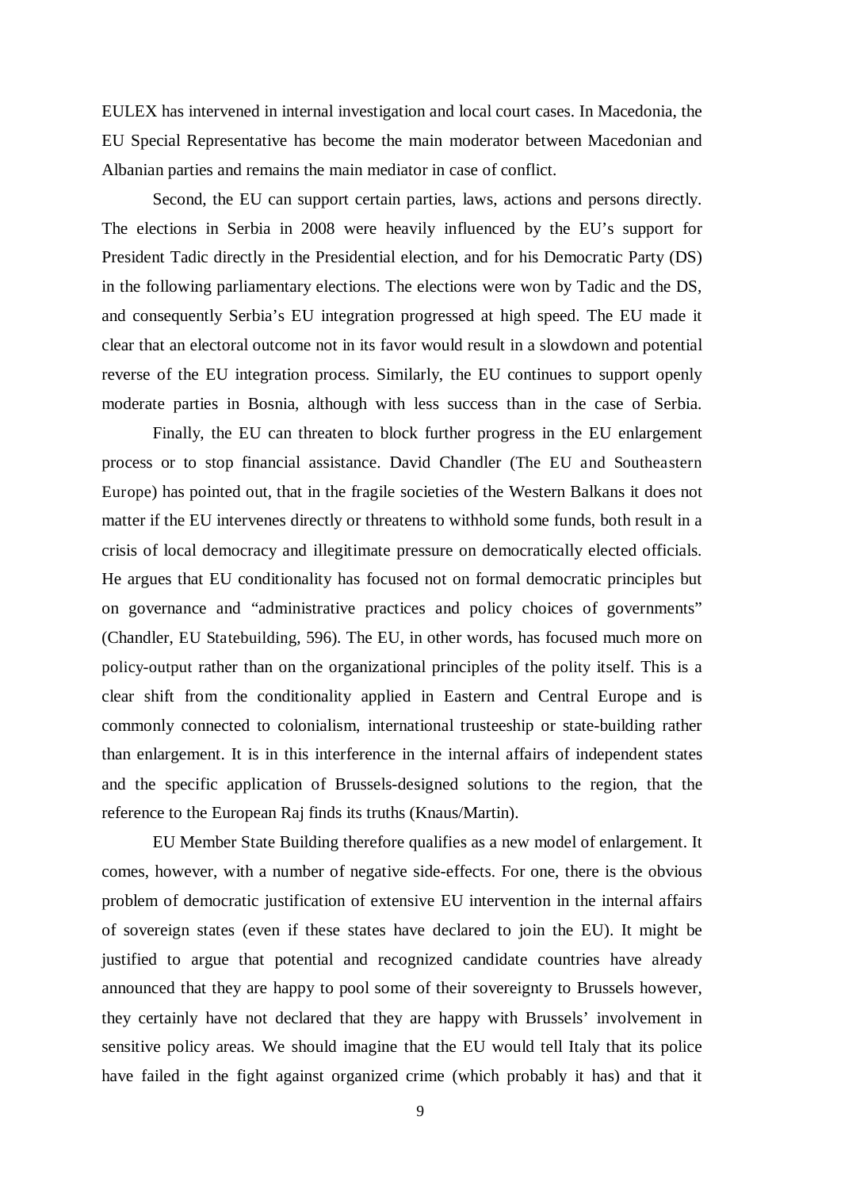EULEX has intervened in internal investigation and local court cases. In Macedonia, the EU Special Representative has become the main moderator between Macedonian and Albanian parties and remains the main mediator in case of conflict.

Second, the EU can support certain parties, laws, actions and persons directly. The elections in Serbia in 2008 were heavily influenced by the EU's support for President Tadic directly in the Presidential election, and for his Democratic Party (DS) in the following parliamentary elections. The elections were won by Tadic and the DS, and consequently Serbia's EU integration progressed at high speed. The EU made it clear that an electoral outcome not in its favor would result in a slowdown and potential reverse of the EU integration process. Similarly, the EU continues to support openly moderate parties in Bosnia, although with less success than in the case of Serbia.

Finally, the EU can threaten to block further progress in the EU enlargement process or to stop financial assistance. David Chandler (The EU and Southeastern Europe) has pointed out, that in the fragile societies of the Western Balkans it does not matter if the EU intervenes directly or threatens to withhold some funds, both result in a crisis of local democracy and illegitimate pressure on democratically elected officials. He argues that EU conditionality has focused not on formal democratic principles but on governance and "administrative practices and policy choices of governments" (Chandler, EU Statebuilding, 596). The EU, in other words, has focused much more on policy-output rather than on the organizational principles of the polity itself. This is a clear shift from the conditionality applied in Eastern and Central Europe and is commonly connected to colonialism, international trusteeship or state-building rather than enlargement. It is in this interference in the internal affairs of independent states and the specific application of Brussels-designed solutions to the region, that the reference to the European Raj finds its truths (Knaus/Martin).

EU Member State Building therefore qualifies as a new model of enlargement. It comes, however, with a number of negative side-effects. For one, there is the obvious problem of democratic justification of extensive EU intervention in the internal affairs of sovereign states (even if these states have declared to join the EU). It might be justified to argue that potential and recognized candidate countries have already announced that they are happy to pool some of their sovereignty to Brussels however, they certainly have not declared that they are happy with Brussels' involvement in sensitive policy areas. We should imagine that the EU would tell Italy that its police have failed in the fight against organized crime (which probably it has) and that it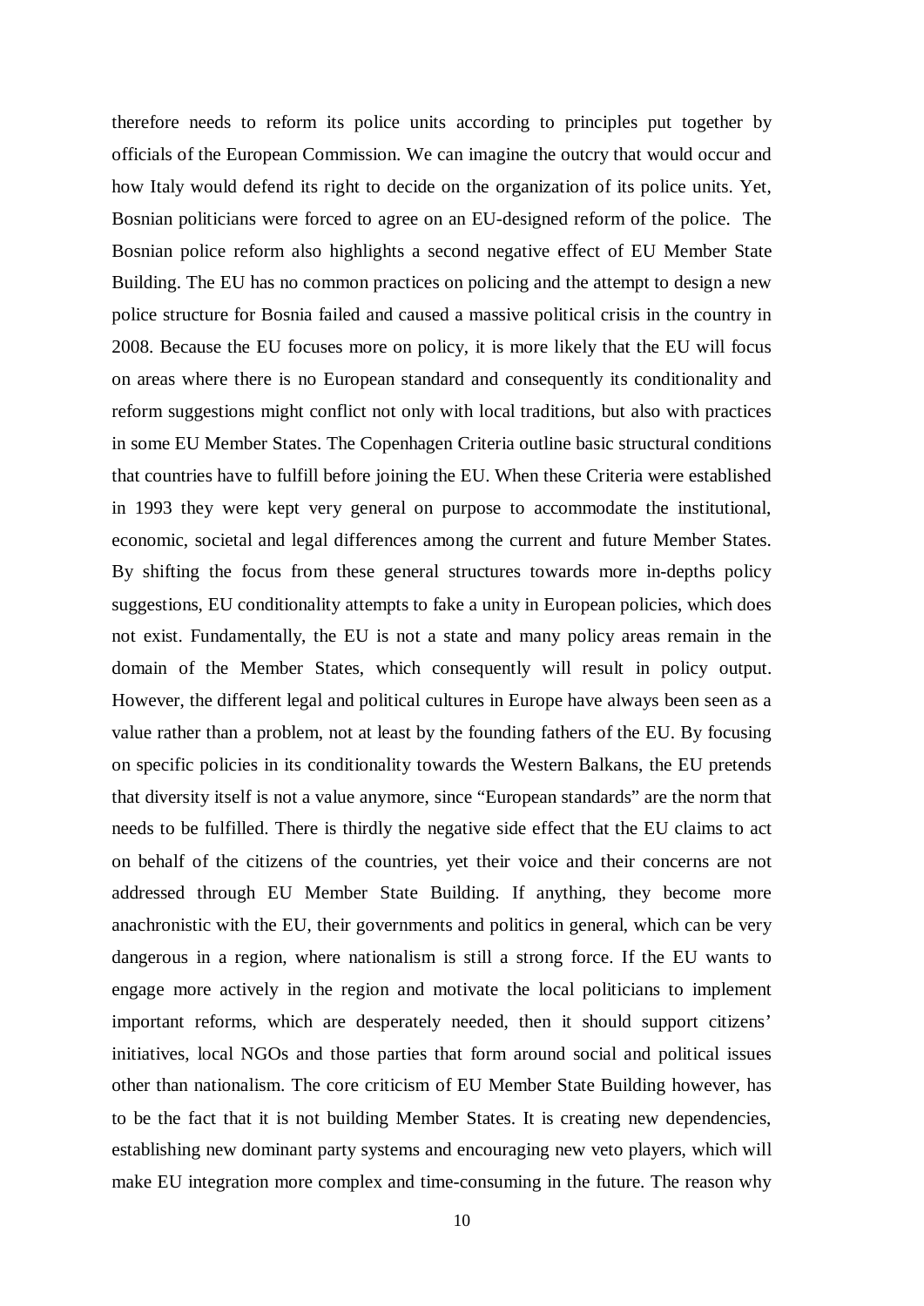therefore needs to reform its police units according to principles put together by officials of the European Commission. We can imagine the outcry that would occur and how Italy would defend its right to decide on the organization of its police units. Yet, Bosnian politicians were forced to agree on an EU-designed reform of the police. The Bosnian police reform also highlights a second negative effect of EU Member State Building. The EU has no common practices on policing and the attempt to design a new police structure for Bosnia failed and caused a massive political crisis in the country in 2008. Because the EU focuses more on policy, it is more likely that the EU will focus on areas where there is no European standard and consequently its conditionality and reform suggestions might conflict not only with local traditions, but also with practices in some EU Member States. The Copenhagen Criteria outline basic structural conditions that countries have to fulfill before joining the EU. When these Criteria were established in 1993 they were kept very general on purpose to accommodate the institutional, economic, societal and legal differences among the current and future Member States. By shifting the focus from these general structures towards more in-depths policy suggestions, EU conditionality attempts to fake a unity in European policies, which does not exist. Fundamentally, the EU is not a state and many policy areas remain in the domain of the Member States, which consequently will result in policy output. However, the different legal and political cultures in Europe have always been seen as a value rather than a problem, not at least by the founding fathers of the EU. By focusing on specific policies in its conditionality towards the Western Balkans, the EU pretends that diversity itself is not a value anymore, since "European standards" are the norm that needs to be fulfilled. There is thirdly the negative side effect that the EU claims to act on behalf of the citizens of the countries, yet their voice and their concerns are not addressed through EU Member State Building. If anything, they become more anachronistic with the EU, their governments and politics in general, which can be very dangerous in a region, where nationalism is still a strong force. If the EU wants to engage more actively in the region and motivate the local politicians to implement important reforms, which are desperately needed, then it should support citizens' initiatives, local NGOs and those parties that form around social and political issues other than nationalism. The core criticism of EU Member State Building however, has to be the fact that it is not building Member States. It is creating new dependencies, establishing new dominant party systems and encouraging new veto players, which will make EU integration more complex and time-consuming in the future. The reason why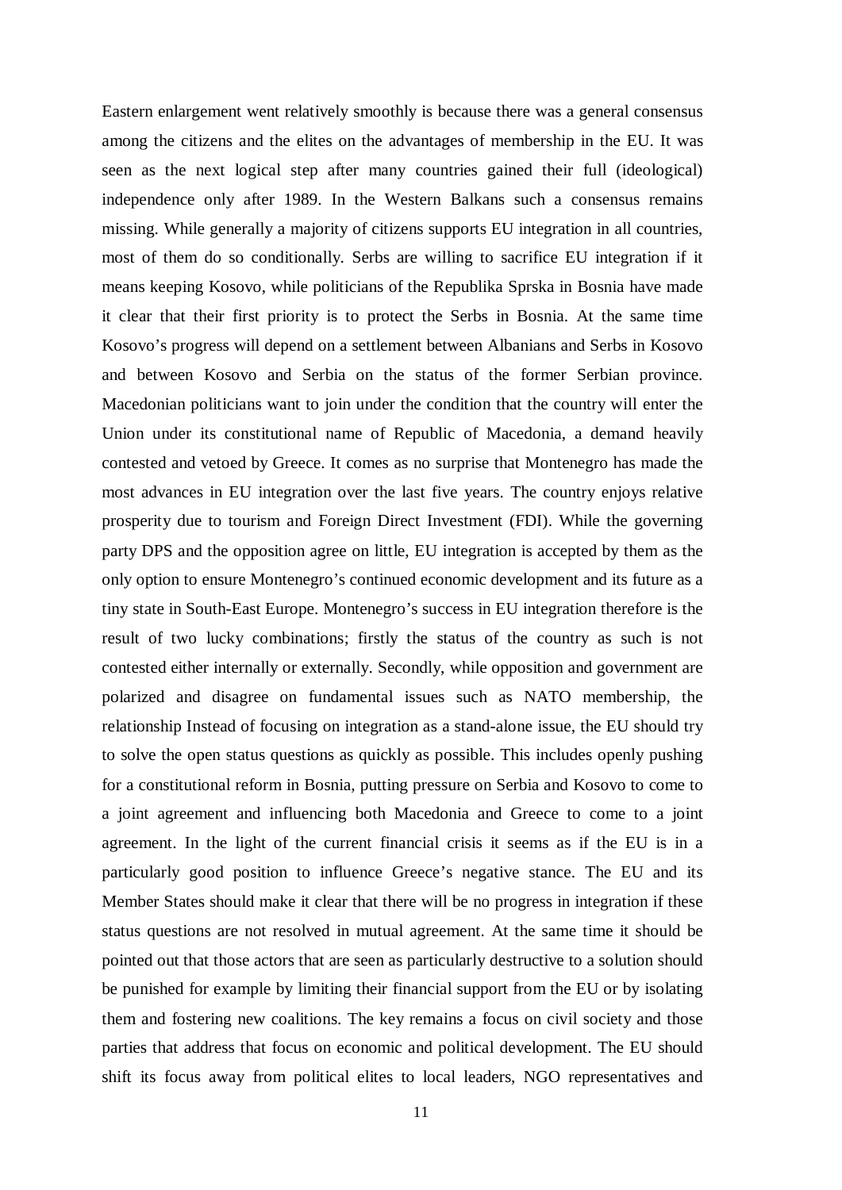Eastern enlargement went relatively smoothly is because there was a general consensus among the citizens and the elites on the advantages of membership in the EU. It was seen as the next logical step after many countries gained their full (ideological) independence only after 1989. In the Western Balkans such a consensus remains missing. While generally a majority of citizens supports EU integration in all countries, most of them do so conditionally. Serbs are willing to sacrifice EU integration if it means keeping Kosovo, while politicians of the Republika Sprska in Bosnia have made it clear that their first priority is to protect the Serbs in Bosnia. At the same time Kosovo's progress will depend on a settlement between Albanians and Serbs in Kosovo and between Kosovo and Serbia on the status of the former Serbian province. Macedonian politicians want to join under the condition that the country will enter the Union under its constitutional name of Republic of Macedonia, a demand heavily contested and vetoed by Greece. It comes as no surprise that Montenegro has made the most advances in EU integration over the last five years. The country enjoys relative prosperity due to tourism and Foreign Direct Investment (FDI). While the governing party DPS and the opposition agree on little, EU integration is accepted by them as the only option to ensure Montenegro's continued economic development and its future as a tiny state in South-East Europe. Montenegro's success in EU integration therefore is the result of two lucky combinations; firstly the status of the country as such is not contested either internally or externally. Secondly, while opposition and government are polarized and disagree on fundamental issues such as NATO membership, the relationship Instead of focusing on integration as a stand-alone issue, the EU should try to solve the open status questions as quickly as possible. This includes openly pushing for a constitutional reform in Bosnia, putting pressure on Serbia and Kosovo to come to a joint agreement and influencing both Macedonia and Greece to come to a joint agreement. In the light of the current financial crisis it seems as if the EU is in a particularly good position to influence Greece's negative stance. The EU and its Member States should make it clear that there will be no progress in integration if these status questions are not resolved in mutual agreement. At the same time it should be pointed out that those actors that are seen as particularly destructive to a solution should be punished for example by limiting their financial support from the EU or by isolating them and fostering new coalitions. The key remains a focus on civil society and those parties that address that focus on economic and political development. The EU should shift its focus away from political elites to local leaders, NGO representatives and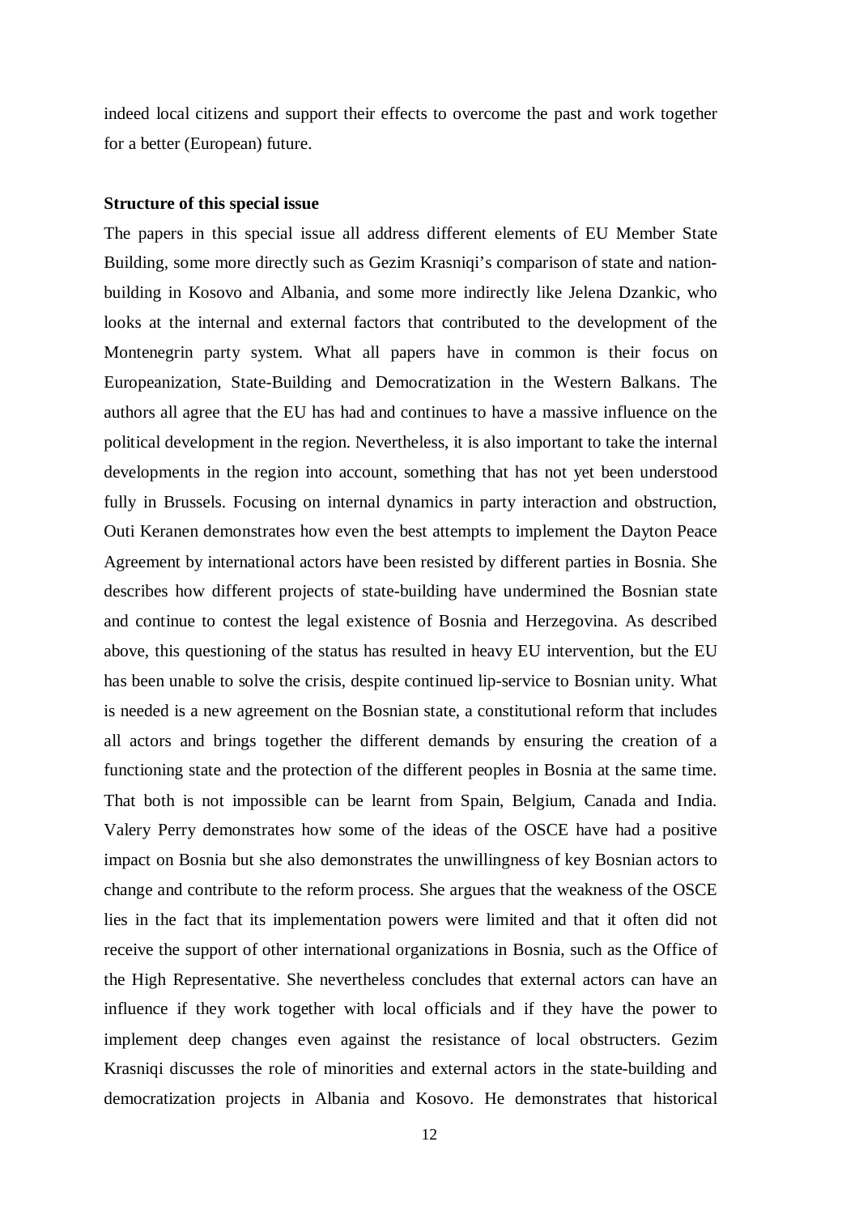indeed local citizens and support their effects to overcome the past and work together for a better (European) future.

**Structure of this special issue**

The papers in this special issue all address different elements of EU Member State Building, some more directly such as Gezim Krasniqi's comparison of state and nation-building in Kosovo and Albania, and some more indirectly like Jelena Dzankic, who looks at the internal and external factors that contributed to the development of the Montenegrin party system. What all papers have in common is their focus on Europeanization, State-Building and Democratization in the Western Balkans. The authors all agree that the EU has had and continues to have a massive influence on the political development in the region. Nevertheless, it is also important to take the internal developments in the region into account, something that has not yet been understood fully in Brussels. Focusing on internal dynamics in party interaction and obstruction, Outi Keranen demonstrates how even the best attempts to implement the Dayton Peace Agreement by international actors have been resisted by different parties in Bosnia. She describes how different projects of state-building have undermined the Bosnian state and continue to contest the legal existence of Bosnia and Herzegovina. As described above, this questioning of the status has resulted in heavy EU intervention, but the EU has been unable to solve the crisis, despite continued lip-service to Bosnian unity. What is needed is a new agreement on the Bosnian state, a constitutional reform that includes all actors and brings together the different demands by ensuring the creation of a functioning state and the protection of the different peoples in Bosnia at the same time. That both is not impossible can be learnt from Spain, Belgium, Canada and India. Valery Perry demonstrates how some of the ideas of the OSCE have had a positive impact on Bosnia but she also demonstrates the unwillingness of key Bosnian actors to change and contribute to the reform process. She argues that the weakness of the OSCE lies in the fact that its implementation powers were limited and that it often did not receive the support of other international organizations in Bosnia, such as the Office of the High Representative. She nevertheless concludes that external actors can have an influence if they work together with local officials and if they have the power to implement deep changes even against the resistance of local obstructers. Gezim Krasniqi discusses the role of minorities and external actors in the state-building and democratization projects in Albania and Kosovo. He demonstrates that historical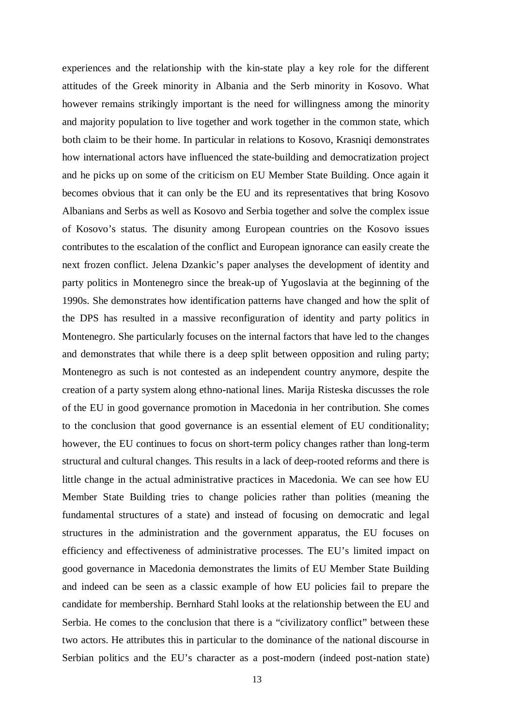experiences and the relationship with the kin-state play a key role for the different attitudes of the Greek minority in Albania and the Serb minority in Kosovo. What however remains strikingly important is the need for willingness among the minority and majority population to live together and work together in the common state, which both claim to be their home. In particular in relations to Kosovo, Krasniqi demonstrates how international actors have influenced the state-building and democratization project and he picks up on some of the criticism on EU Member State Building. Once again it becomes obvious that it can only be the EU and its representatives that bring Kosovo Albanians and Serbs as well as Kosovo and Serbia together and solve the complex issue of Kosovo's status. The disunity among European countries on the Kosovo issues contributes to the escalation of the conflict and European ignorance can easily create the next frozen conflict. Jelena Dzankic's paper analyses the development of identity and party politics in Montenegro since the break-up of Yugoslavia at the beginning of the 1990s. She demonstrates how identification patterns have changed and how the split of the DPS has resulted in a massive reconfiguration of identity and party politics in Montenegro. She particularly focuses on the internal factors that have led to the changes and demonstrates that while there is a deep split between opposition and ruling party; Montenegro as such is not contested as an independent country anymore, despite the creation of a party system along ethno-national lines. Marija Risteska discusses the role of the EU in good governance promotion in Macedonia in her contribution. She comes to the conclusion that good governance is an essential element of EU conditionality; however, the EU continues to focus on short-term policy changes rather than long-term structural and cultural changes. This results in a lack of deep-rooted reforms and there is little change in the actual administrative practices in Macedonia. We can see how EU Member State Building tries to change policies rather than polities (meaning the fundamental structures of a state) and instead of focusing on democratic and legal structures in the administration and the government apparatus, the EU focuses on efficiency and effectiveness of administrative processes. The EU's limited impact on good governance in Macedonia demonstrates the limits of EU Member State Building and indeed can be seen as a classic example of how EU policies fail to prepare the candidate for membership. Bernhard Stahl looks at the relationship between the EU and Serbia. He comes to the conclusion that there is a "civilizatory conflict" between these two actors. He attributes this in particular to the dominance of the national discourse in Serbian politics and the EU's character as a post-modern (indeed post-nation state)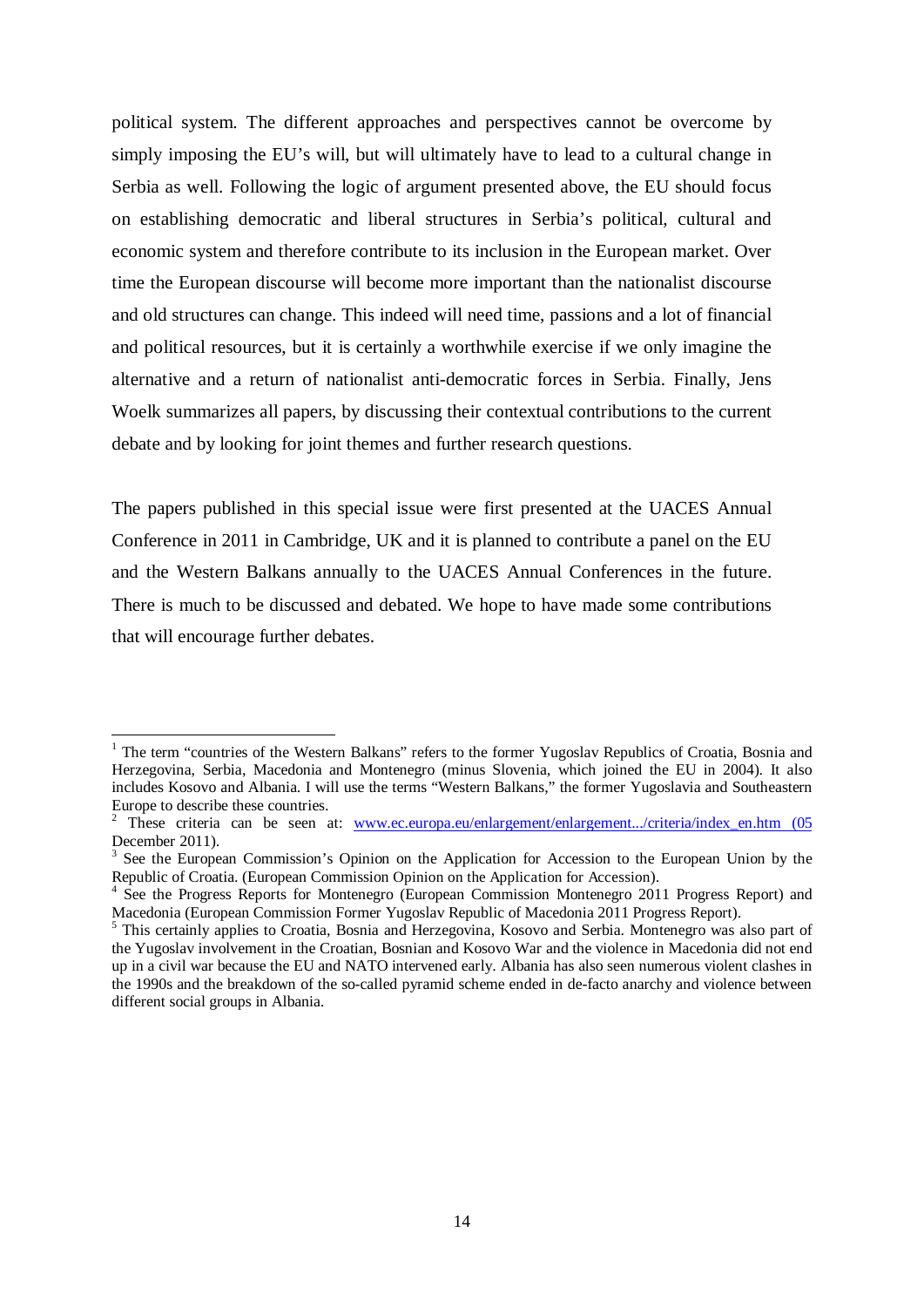political system. The different approaches and perspectives cannot be overcome by simply imposing the EU's will, but will ultimately have to lead to a cultural change in Serbia as well. Following the logic of argument presented above, the EU should focus on establishing democratic and liberal structures in Serbia's political, cultural and economic system and therefore contribute to its inclusion in the European market. Over time the European discourse will become more important than the nationalist discourse and old structures can change. This indeed will need time, passions and a lot of financial and political resources, but it is certainly a worthwhile exercise if we only imagine the alternative and a return of nationalist anti-democratic forces in Serbia. Finally, Jens Woelk summarizes all papers, by discussing their contextual contributions to the current debate and by looking for joint themes and further research questions.

The papers published in this special issue were first presented at the UACES Annual Conference in 2011 in Cambridge, UK and it is planned to contribute a panel on the EU and the Western Balkans annually to the UACES Annual Conferences in the future. There is much to be discussed and debated. We hope to have made some contributions that will encourage further debates.

---

[1] The term "countries of the Western Balkans" refers to the former Yugoslav Republics of Croatia, Bosnia and Herzegovina, Serbia, Macedonia and Montenegro (minus Slovenia, which joined the EU in 2004). It also includes Kosovo and Albania. I will use the terms "Western Balkans," the former Yugoslavia and Southeastern Europe to describe these countries.

[2] These criteria can be seen at: www.ec.europa.eu/enlargement/enlargement.../criteria/index_en.htm (05 December 2011).

[3] See the European Commission's Opinion on the Application for Accession to the European Union by the Republic of Croatia. (European Commission Opinion on the Application for Accession).

[4] See the Progress Reports for Montenegro (European Commission Montenegro 2011 Progress Report) and Macedonia (European Commission Former Yugoslav Republic of Macedonia 2011 Progress Report).

[5] This certainly applies to Croatia, Bosnia and Herzegovina, Kosovo and Serbia. Montenegro was also part of the Yugoslav involvement in the Croatian, Bosnian and Kosovo War and the violence in Macedonia did not end up in a civil war because the EU and NATO intervened early. Albania has also seen numerous violent clashes in the 1990s and the breakdown of the so-called pyramid scheme ended in de-facto anarchy and violence between different social groups in Albania.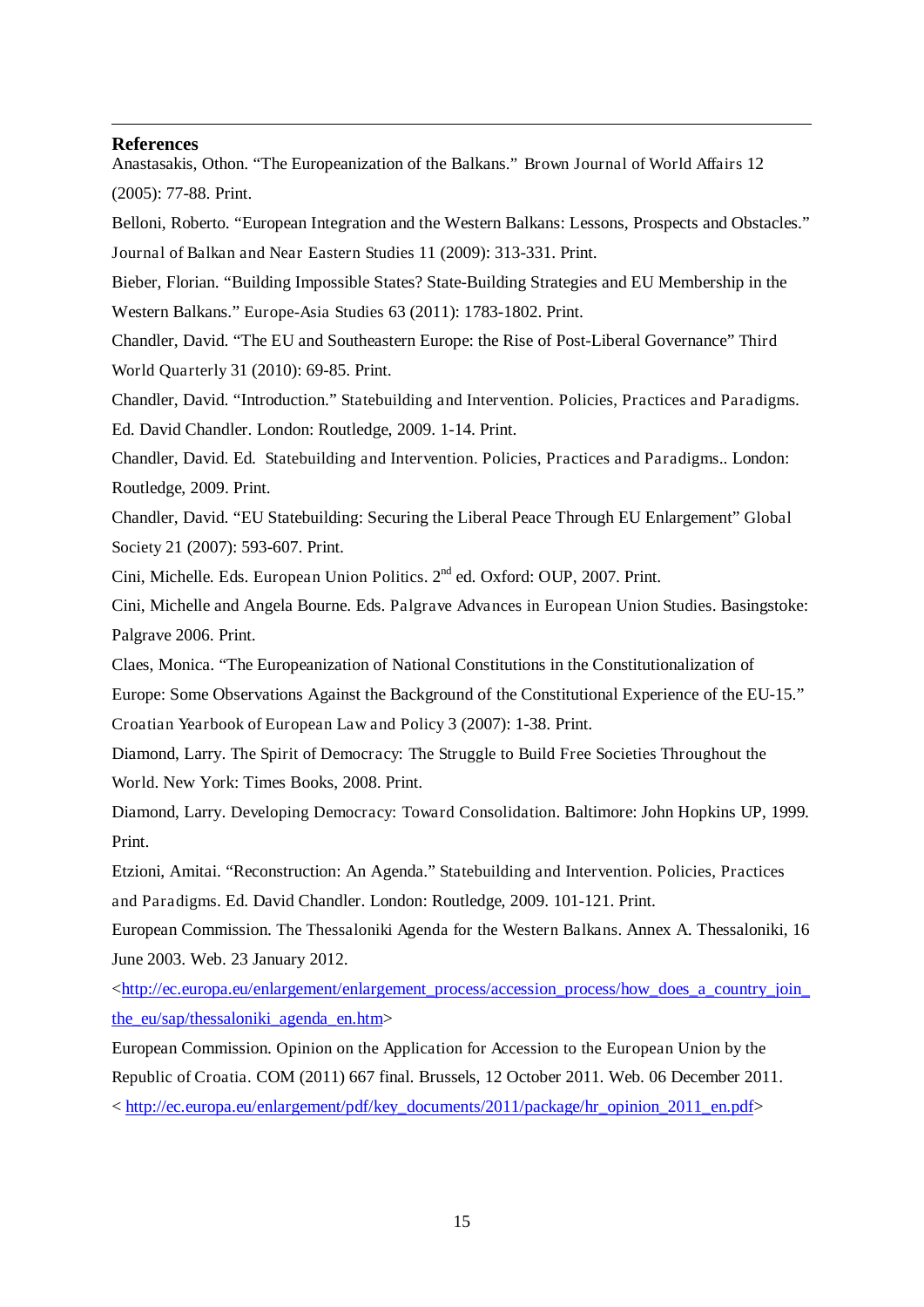## References

Anastasakis, Othon. "The Europeanization of the Balkans." Brown Journal of World Affairs 12 (2005): 77-88. Print.

Belloni, Roberto. "European Integration and the Western Balkans: Lessons, Prospects and Obstacles." Journal of Balkan and Near Eastern Studies 11 (2009): 313-331. Print.

Bieber, Florian. "Building Impossible States? State-Building Strategies and EU Membership in the Western Balkans." Europe-Asia Studies 63 (2011): 1783-1802. Print.

Chandler, David. "The EU and Southeastern Europe: the Rise of Post-Liberal Governance" Third World Quarterly 31 (2010): 69-85. Print.

Chandler, David. "Introduction." Statebuilding and Intervention. Policies, Practices and Paradigms. Ed. David Chandler. London: Routledge, 2009. 1-14. Print.

Chandler, David. Ed. Statebuilding and Intervention. Policies, Practices and Paradigms.. London: Routledge, 2009. Print.

Chandler, David. "EU Statebuilding: Securing the Liberal Peace Through EU Enlargement" Global Society 21 (2007): 593-607. Print.

Cini, Michelle. Eds. European Union Politics. 2nd ed. Oxford: OUP, 2007. Print.

Cini, Michelle and Angela Bourne. Eds. Palgrave Advances in European Union Studies. Basingstoke: Palgrave 2006. Print.

Claes, Monica. "The Europeanization of National Constitutions in the Constitutionalization of Europe: Some Observations Against the Background of the Constitutional Experience of the EU-15." Croatian Yearbook of European Law and Policy 3 (2007): 1-38. Print.

Diamond, Larry. The Spirit of Democracy: The Struggle to Build Free Societies Throughout the World. New York: Times Books, 2008. Print.

Diamond, Larry. Developing Democracy: Toward Consolidation. Baltimore: John Hopkins UP, 1999. Print.

Etzioni, Amitai. "Reconstruction: An Agenda." Statebuilding and Intervention. Policies, Practices and Paradigms. Ed. David Chandler. London: Routledge, 2009. 101-121. Print.

European Commission. The Thessaloniki Agenda for the Western Balkans. Annex A. Thessaloniki, 16 June 2003. Web. 23 January 2012.
<http://ec.europa.eu/enlargement/enlargement_process/accession_process/how_does_a_country_join_the_eu/sap/thessaloniki_agenda_en.htm>

European Commission. Opinion on the Application for Accession to the European Union by the Republic of Croatia. COM (2011) 667 final. Brussels, 12 October 2011. Web. 06 December 2011.
< http://ec.europa.eu/enlargement/pdf/key_documents/2011/package/hr_opinion_2011_en.pdf>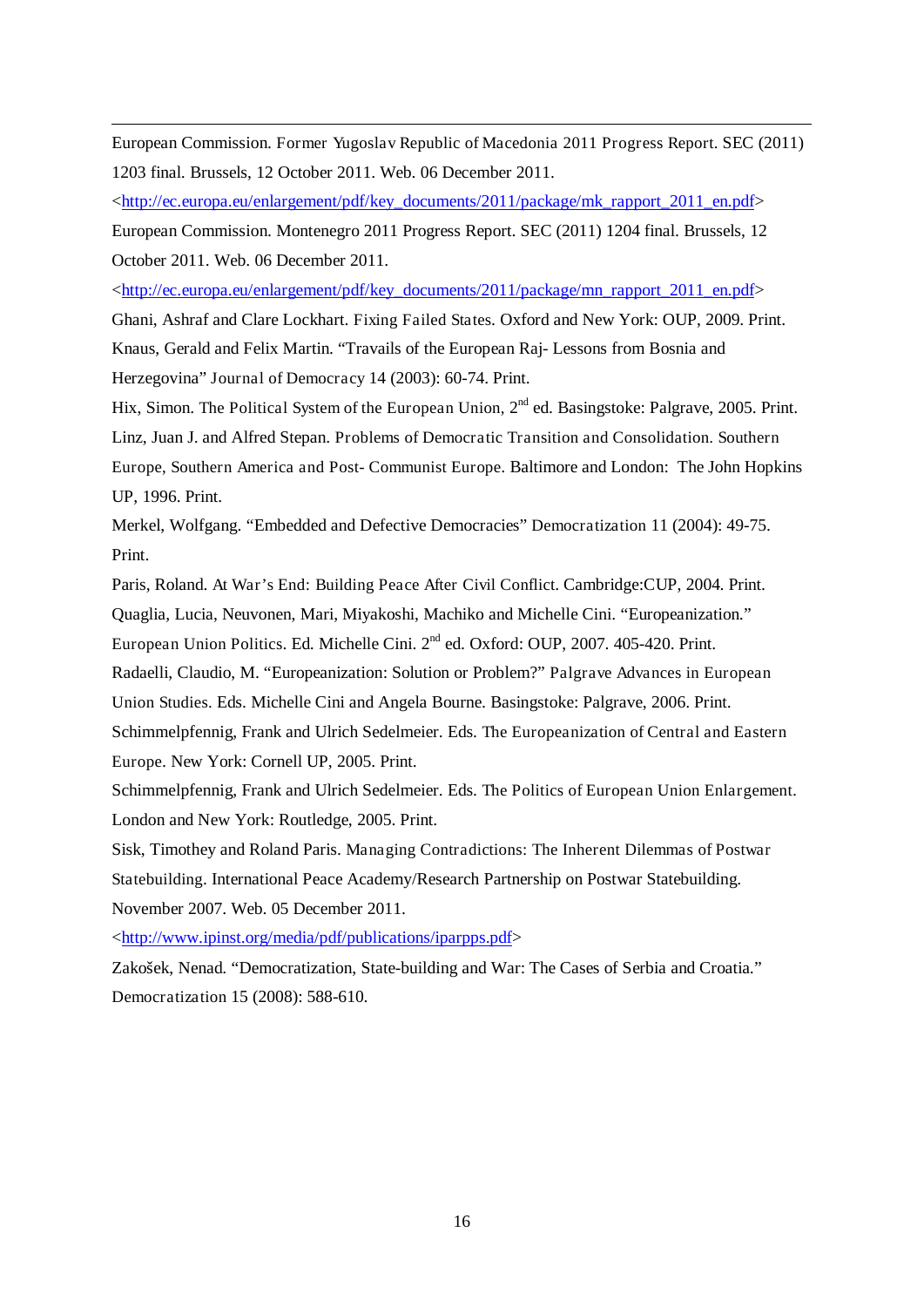European Commission. Former Yugoslav Republic of Macedonia 2011 Progress Report. SEC (2011) 1203 final. Brussels, 12 October 2011. Web. 06 December 2011. <http://ec.europa.eu/enlargement/pdf/key_documents/2011/package/mk_rapport_2011_en.pdf>

European Commission. Montenegro 2011 Progress Report. SEC (2011) 1204 final. Brussels, 12 October 2011. Web. 06 December 2011. <http://ec.europa.eu/enlargement/pdf/key_documents/2011/package/mn_rapport_2011_en.pdf>

Ghani, Ashraf and Clare Lockhart. Fixing Failed States. Oxford and New York: OUP, 2009. Print.

Knaus, Gerald and Felix Martin. "Travails of the European Raj- Lessons from Bosnia and Herzegovina" Journal of Democracy 14 (2003): 60-74. Print.

Hix, Simon. The Political System of the European Union, 2nd ed. Basingstoke: Palgrave, 2005. Print.

Linz, Juan J. and Alfred Stepan. Problems of Democratic Transition and Consolidation. Southern Europe, Southern America and Post- Communist Europe. Baltimore and London: The John Hopkins UP, 1996. Print.

Merkel, Wolfgang. "Embedded and Defective Democracies" Democratization 11 (2004): 49-75. Print.

Paris, Roland. At War's End: Building Peace After Civil Conflict. Cambridge:CUP, 2004. Print.

Quaglia, Lucia, Neuvonen, Mari, Miyakoshi, Machiko and Michelle Cini. "Europeanization." European Union Politics. Ed. Michelle Cini. 2nd ed. Oxford: OUP, 2007. 405-420. Print.

Radaelli, Claudio, M. "Europeanization: Solution or Problem?" Palgrave Advances in European Union Studies. Eds. Michelle Cini and Angela Bourne. Basingstoke: Palgrave, 2006. Print.

Schimmelpfennig, Frank and Ulrich Sedelmeier. Eds. The Europeanization of Central and Eastern Europe. New York: Cornell UP, 2005. Print.

Schimmelpfennig, Frank and Ulrich Sedelmeier. Eds. The Politics of European Union Enlargement. London and New York: Routledge, 2005. Print.

Sisk, Timothey and Roland Paris. Managing Contradictions: The Inherent Dilemmas of Postwar Statebuilding. International Peace Academy/Research Partnership on Postwar Statebuilding. November 2007. Web. 05 December 2011. <http://www.ipinst.org/media/pdf/publications/iparpps.pdf>

Zakošek, Nenad. "Democratization, State-building and War: The Cases of Serbia and Croatia." Democratization 15 (2008): 588-610.